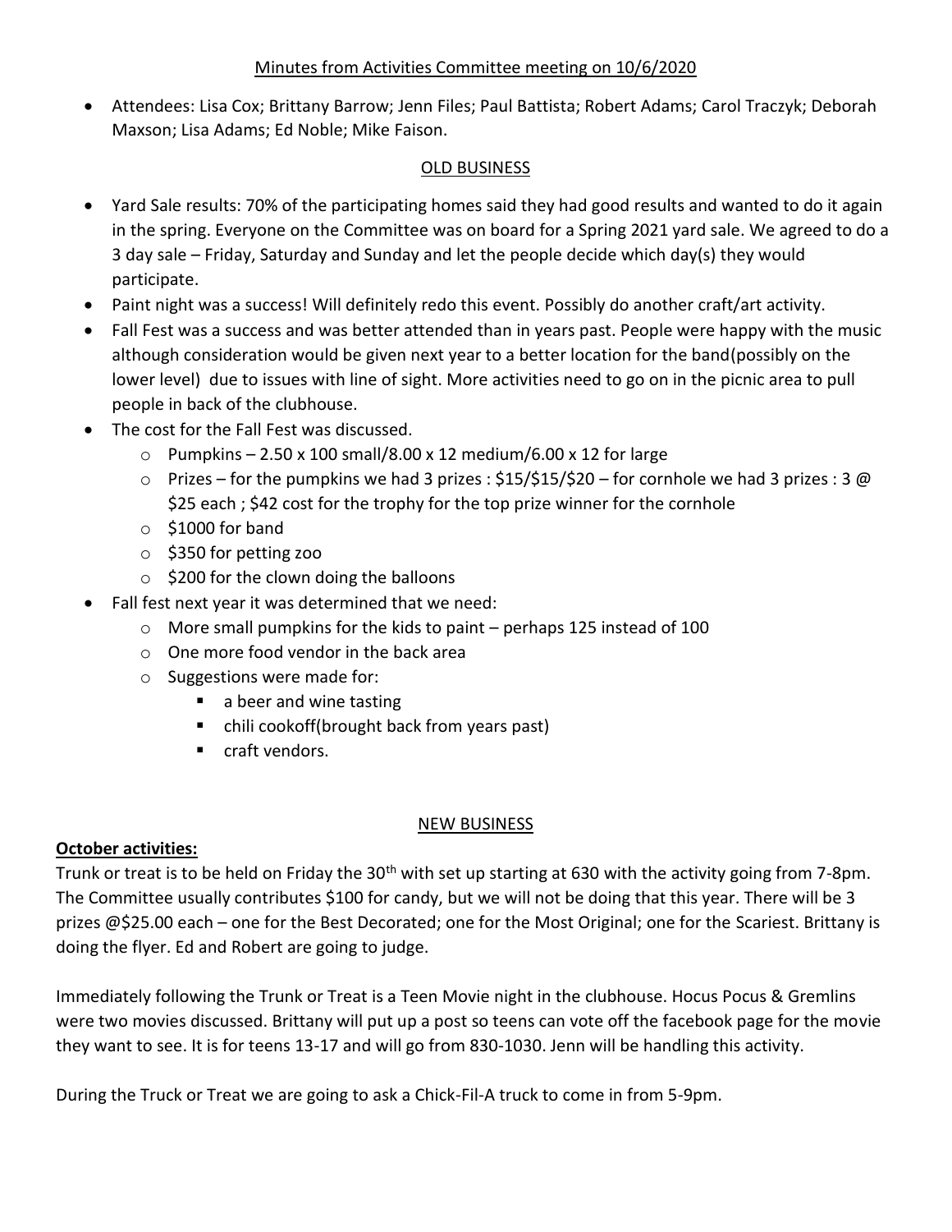Minutes from Activities Committee meeting on 10/6/2020

- Attendees: Lisa Cox; Brittany Barrow; Jenn Files; Paul Battista; Robert Adams; Carol Traczyk; Deborah Maxson; Lisa Adams; Ed Noble; Mike Faison.

OLD BUSINESS

- Yard Sale results: 70% of the participating homes said they had good results and wanted to do it again in the spring. Everyone on the Committee was on board for a Spring 2021 yard sale. We agreed to do a 3 day sale – Friday, Saturday and Sunday and let the people decide which day(s) they would participate.
- Paint night was a success! Will definitely redo this event. Possibly do another craft/art activity.
- Fall Fest was a success and was better attended than in years past. People were happy with the music although consideration would be given next year to a better location for the band(possibly on the lower level) due to issues with line of sight. More activities need to go on in the picnic area to pull people in back of the clubhouse.
- The cost for the Fall Fest was discussed.
    - Pumpkins – 2.50 x 100 small/8.00 x 12 medium/6.00 x 12 for large
    - Prizes – for the pumpkins we had 3 prizes : $15/$15/$20 – for cornhole we had 3 prizes : 3 @ $25 each ; $42 cost for the trophy for the top prize winner for the cornhole
    - $1000 for band
    - $350 for petting zoo
    - $200 for the clown doing the balloons
- Fall fest next year it was determined that we need:
    - More small pumpkins for the kids to paint – perhaps 125 instead of 100
    - One more food vendor in the back area
    - Suggestions were made for:
        - a beer and wine tasting
        - chili cookoff(brought back from years past)
        - craft vendors.

NEW BUSINESS

**October activities:**

Trunk or treat is to be held on Friday the 30th with set up starting at 630 with the activity going from 7-8pm. The Committee usually contributes $100 for candy, but we will not be doing that this year. There will be 3 prizes @$25.00 each – one for the Best Decorated; one for the Most Original; one for the Scariest. Brittany is doing the flyer. Ed and Robert are going to judge.

Immediately following the Trunk or Treat is a Teen Movie night in the clubhouse. Hocus Pocus & Gremlins were two movies discussed. Brittany will put up a post so teens can vote off the facebook page for the movie they want to see. It is for teens 13-17 and will go from 830-1030. Jenn will be handling this activity.

During the Truck or Treat we are going to ask a Chick-Fil-A truck to come in from 5-9pm.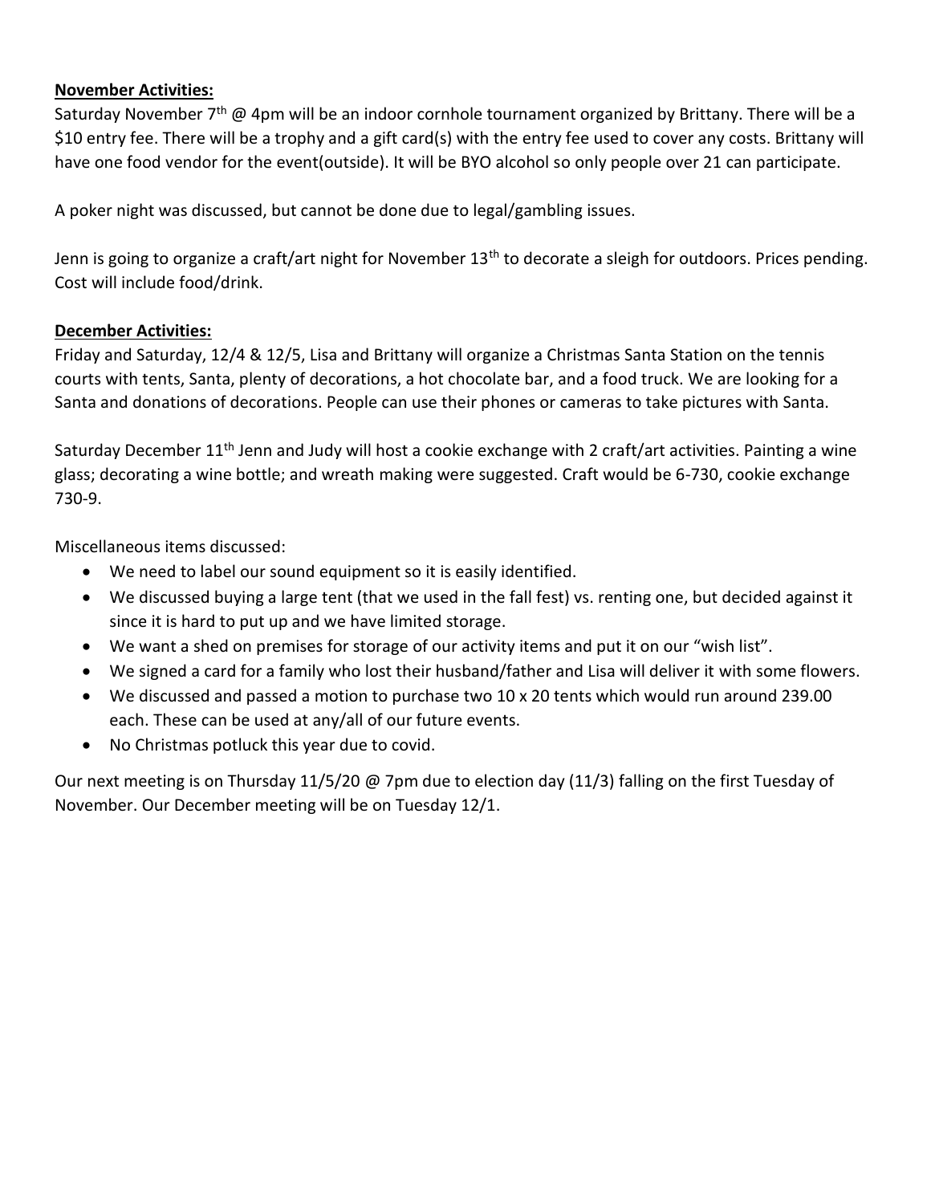**November Activities:**

Saturday November 7th @ 4pm will be an indoor cornhole tournament organized by Brittany. There will be a $10 entry fee. There will be a trophy and a gift card(s) with the entry fee used to cover any costs. Brittany will have one food vendor for the event(outside). It will be BYO alcohol so only people over 21 can participate.

A poker night was discussed, but cannot be done due to legal/gambling issues.

Jenn is going to organize a craft/art night for November 13th to decorate a sleigh for outdoors. Prices pending. Cost will include food/drink.

**December Activities:**

Friday and Saturday, 12/4 & 12/5, Lisa and Brittany will organize a Christmas Santa Station on the tennis courts with tents, Santa, plenty of decorations, a hot chocolate bar, and a food truck. We are looking for a Santa and donations of decorations. People can use their phones or cameras to take pictures with Santa.

Saturday December 11th Jenn and Judy will host a cookie exchange with 2 craft/art activities. Painting a wine glass; decorating a wine bottle; and wreath making were suggested. Craft would be 6-730, cookie exchange 730-9.

Miscellaneous items discussed:

- We need to label our sound equipment so it is easily identified.
- We discussed buying a large tent (that we used in the fall fest) vs. renting one, but decided against it since it is hard to put up and we have limited storage.
- We want a shed on premises for storage of our activity items and put it on our "wish list".
- We signed a card for a family who lost their husband/father and Lisa will deliver it with some flowers.
- We discussed and passed a motion to purchase two 10 x 20 tents which would run around 239.00 each. These can be used at any/all of our future events.
- No Christmas potluck this year due to covid.

Our next meeting is on Thursday 11/5/20 @ 7pm due to election day (11/3) falling on the first Tuesday of November. Our December meeting will be on Tuesday 12/1.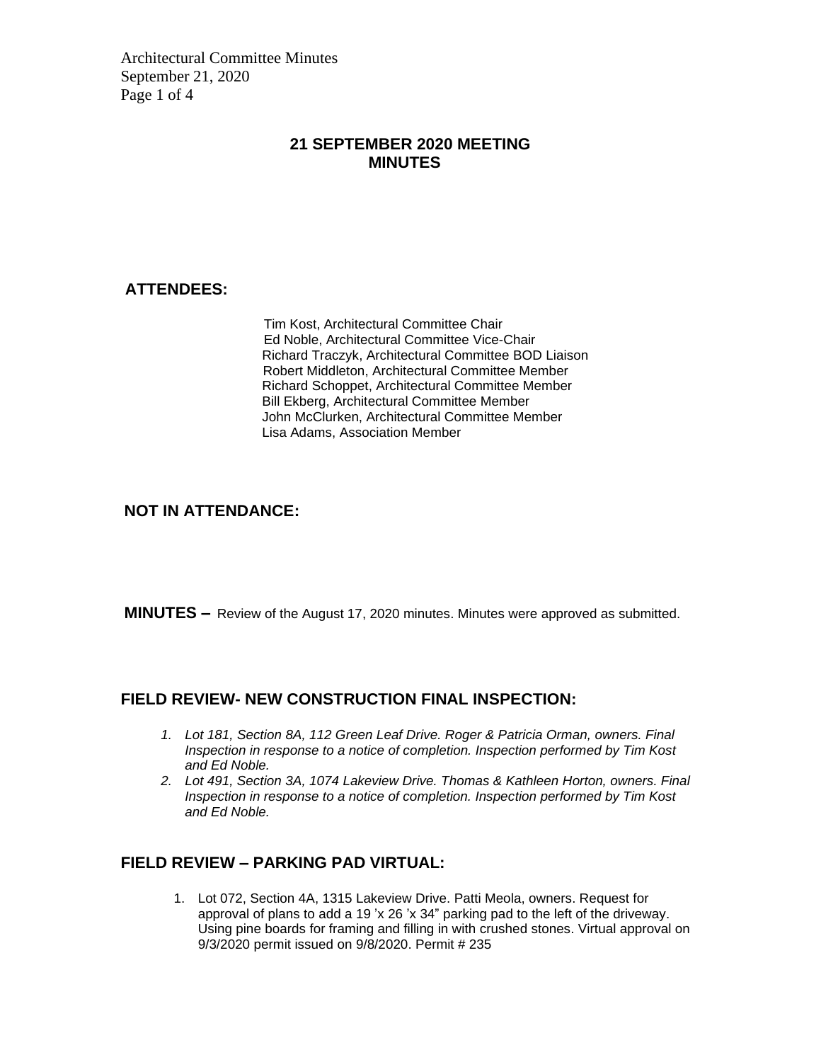# 21 SEPTEMBER 2020 MEETING MINUTES

## ATTENDEES:

Tim Kost, Architectural Committee Chair
Ed Noble, Architectural Committee Vice-Chair
Richard Traczyk, Architectural Committee BOD Liaison
Robert Middleton, Architectural Committee Member
Richard Schoppet, Architectural Committee Member
Bill Ekberg, Architectural Committee Member
John McClurken, Architectural Committee Member
Lisa Adams, Association Member

## NOT IN ATTENDANCE:

**MINUTES –** Review of the August 17, 2020 minutes. Minutes were approved as submitted.

## FIELD REVIEW- NEW CONSTRUCTION FINAL INSPECTION:

1. *Lot 181, Section 8A, 112 Green Leaf Drive. Roger & Patricia Orman, owners. Final Inspection in response to a notice of completion. Inspection performed by Tim Kost and Ed Noble.*
2. *Lot 491, Section 3A, 1074 Lakeview Drive. Thomas & Kathleen Horton, owners. Final Inspection in response to a notice of completion. Inspection performed by Tim Kost and Ed Noble.*

## FIELD REVIEW – PARKING PAD VIRTUAL:

1. Lot 072, Section 4A, 1315 Lakeview Drive. Patti Meola, owners. Request for approval of plans to add a 19 ’x 26 ’x 34” parking pad to the left of the driveway. Using pine boards for framing and filling in with crushed stones. Virtual approval on 9/3/2020 permit issued on 9/8/2020. Permit # 235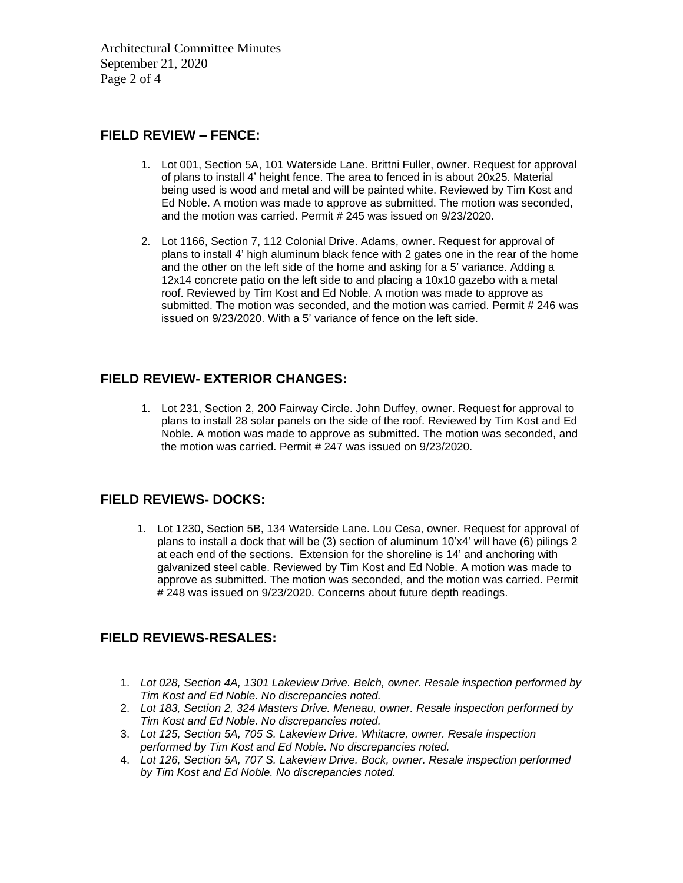## FIELD REVIEW – FENCE:

1. Lot 001, Section 5A, 101 Waterside Lane. Brittni Fuller, owner. Request for approval of plans to install 4' height fence. The area to fenced in is about 20x25. Material being used is wood and metal and will be painted white. Reviewed by Tim Kost and Ed Noble. A motion was made to approve as submitted. The motion was seconded, and the motion was carried. Permit # 245 was issued on 9/23/2020.

2. Lot 1166, Section 7, 112 Colonial Drive. Adams, owner. Request for approval of plans to install 4' high aluminum black fence with 2 gates one in the rear of the home and the other on the left side of the home and asking for a 5' variance. Adding a 12x14 concrete patio on the left side to and placing a 10x10 gazebo with a metal roof. Reviewed by Tim Kost and Ed Noble. A motion was made to approve as submitted. The motion was seconded, and the motion was carried. Permit # 246 was issued on 9/23/2020. With a 5' variance of fence on the left side.

## FIELD REVIEW- EXTERIOR CHANGES:

1. Lot 231, Section 2, 200 Fairway Circle. John Duffey, owner. Request for approval to plans to install 28 solar panels on the side of the roof. Reviewed by Tim Kost and Ed Noble. A motion was made to approve as submitted. The motion was seconded, and the motion was carried. Permit # 247 was issued on 9/23/2020.

## FIELD REVIEWS- DOCKS:

1. Lot 1230, Section 5B, 134 Waterside Lane. Lou Cesa, owner. Request for approval of plans to install a dock that will be (3) section of aluminum 10'x4' will have (6) pilings 2 at each end of the sections. Extension for the shoreline is 14' and anchoring with galvanized steel cable. Reviewed by Tim Kost and Ed Noble. A motion was made to approve as submitted. The motion was seconded, and the motion was carried. Permit # 248 was issued on 9/23/2020. Concerns about future depth readings.

## FIELD REVIEWS-RESALES:

1. *Lot 028, Section 4A, 1301 Lakeview Drive. Belch, owner. Resale inspection performed by Tim Kost and Ed Noble. No discrepancies noted.*
2. *Lot 183, Section 2, 324 Masters Drive. Meneau, owner. Resale inspection performed by Tim Kost and Ed Noble. No discrepancies noted.*
3. *Lot 125, Section 5A, 705 S. Lakeview Drive. Whitacre, owner. Resale inspection performed by Tim Kost and Ed Noble. No discrepancies noted.*
4. *Lot 126, Section 5A, 707 S. Lakeview Drive. Bock, owner. Resale inspection performed by Tim Kost and Ed Noble. No discrepancies noted.*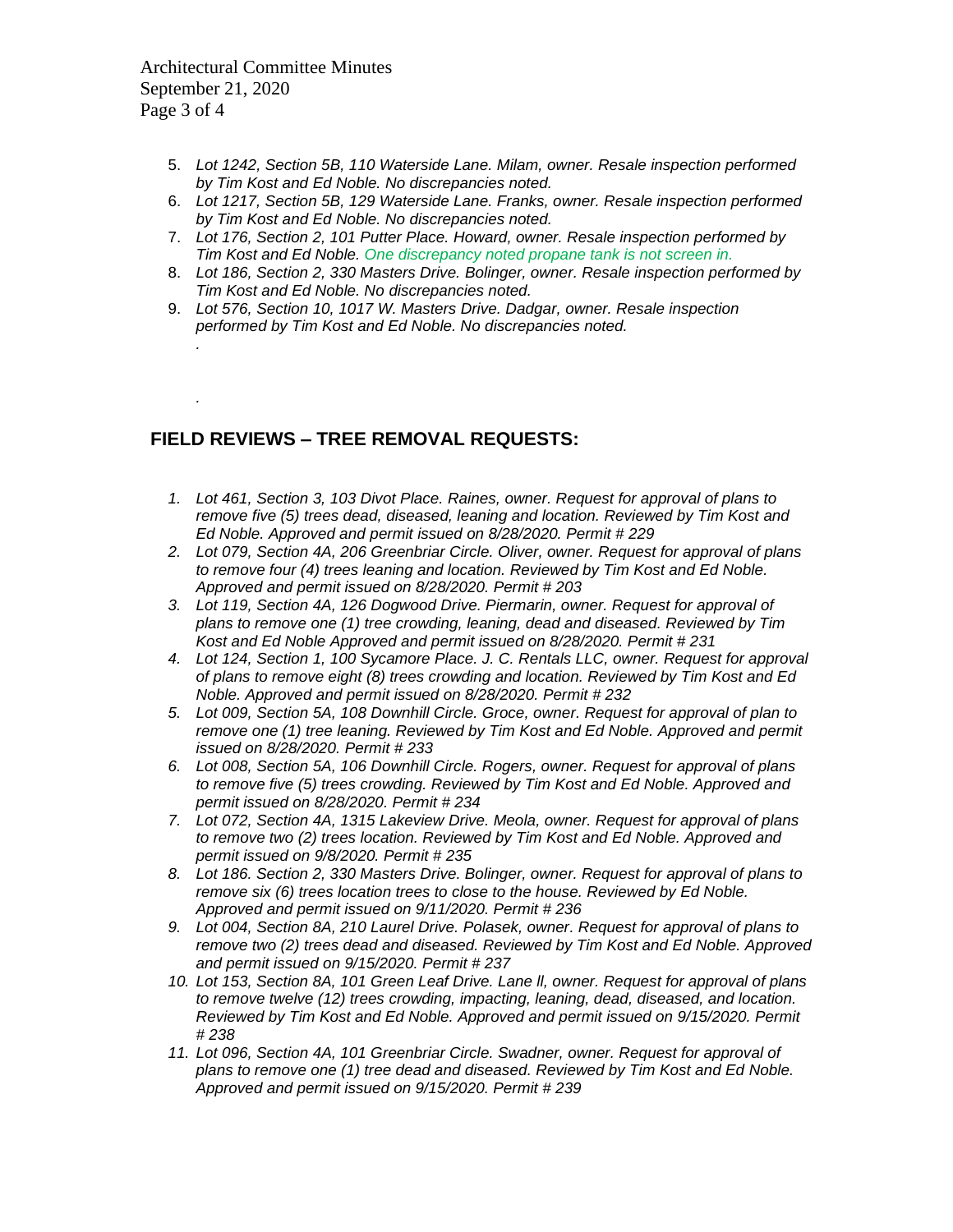5. *Lot 1242, Section 5B, 110 Waterside Lane. Milam, owner. Resale inspection performed by Tim Kost and Ed Noble. No discrepancies noted.*
6. *Lot 1217, Section 5B, 129 Waterside Lane. Franks, owner. Resale inspection performed by Tim Kost and Ed Noble. No discrepancies noted.*
7. *Lot 176, Section 2, 101 Putter Place. Howard, owner. Resale inspection performed by Tim Kost and Ed Noble. One discrepancy noted propane tank is not screen in.*
8. *Lot 186, Section 2, 330 Masters Drive. Bolinger, owner. Resale inspection performed by Tim Kost and Ed Noble. No discrepancies noted.*
9. *Lot 576, Section 10, 1017 W. Masters Drive. Dadgar, owner. Resale inspection performed by Tim Kost and Ed Noble. No discrepancies noted.*

   .

   .

## FIELD REVIEWS – TREE REMOVAL REQUESTS:

1. *Lot 461, Section 3, 103 Divot Place. Raines, owner. Request for approval of plans to remove five (5) trees dead, diseased, leaning and location. Reviewed by Tim Kost and Ed Noble. Approved and permit issued on 8/28/2020. Permit # 229*
2. *Lot 079, Section 4A, 206 Greenbriar Circle. Oliver, owner. Request for approval of plans to remove four (4) trees leaning and location. Reviewed by Tim Kost and Ed Noble. Approved and permit issued on 8/28/2020. Permit # 203*
3. *Lot 119, Section 4A, 126 Dogwood Drive. Piermarin, owner. Request for approval of plans to remove one (1) tree crowding, leaning, dead and diseased. Reviewed by Tim Kost and Ed Noble Approved and permit issued on 8/28/2020. Permit # 231*
4. *Lot 124, Section 1, 100 Sycamore Place. J. C. Rentals LLC, owner. Request for approval of plans to remove eight (8) trees crowding and location. Reviewed by Tim Kost and Ed Noble. Approved and permit issued on 8/28/2020. Permit # 232*
5. *Lot 009, Section 5A, 108 Downhill Circle. Groce, owner. Request for approval of plan to remove one (1) tree leaning. Reviewed by Tim Kost and Ed Noble. Approved and permit issued on 8/28/2020. Permit # 233*
6. *Lot 008, Section 5A, 106 Downhill Circle. Rogers, owner. Request for approval of plans to remove five (5) trees crowding. Reviewed by Tim Kost and Ed Noble. Approved and permit issued on 8/28/2020. Permit # 234*
7. *Lot 072, Section 4A, 1315 Lakeview Drive. Meola, owner. Request for approval of plans to remove two (2) trees location. Reviewed by Tim Kost and Ed Noble. Approved and permit issued on 9/8/2020. Permit # 235*
8. *Lot 186. Section 2, 330 Masters Drive. Bolinger, owner. Request for approval of plans to remove six (6) trees location trees to close to the house. Reviewed by Ed Noble. Approved and permit issued on 9/11/2020. Permit # 236*
9. *Lot 004, Section 8A, 210 Laurel Drive. Polasek, owner. Request for approval of plans to remove two (2) trees dead and diseased. Reviewed by Tim Kost and Ed Noble. Approved and permit issued on 9/15/2020. Permit # 237*
10. *Lot 153, Section 8A, 101 Green Leaf Drive. Lane ll, owner. Request for approval of plans to remove twelve (12) trees crowding, impacting, leaning, dead, diseased, and location. Reviewed by Tim Kost and Ed Noble. Approved and permit issued on 9/15/2020. Permit # 238*
11. *Lot 096, Section 4A, 101 Greenbriar Circle. Swadner, owner. Request for approval of plans to remove one (1) tree dead and diseased. Reviewed by Tim Kost and Ed Noble. Approved and permit issued on 9/15/2020. Permit # 239*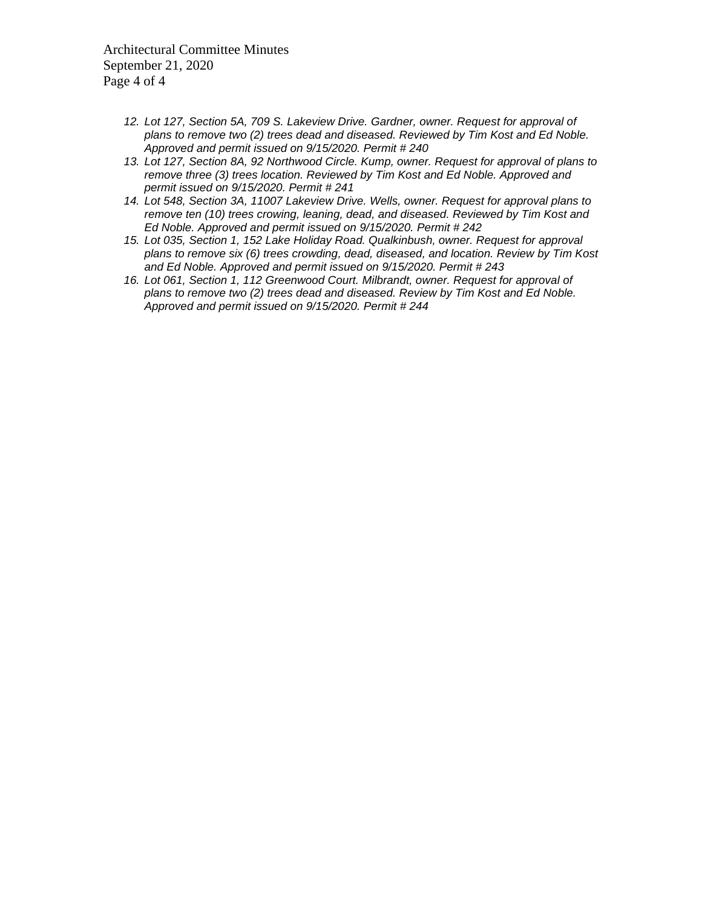12. *Lot 127, Section 5A, 709 S. Lakeview Drive. Gardner, owner. Request for approval of plans to remove two (2) trees dead and diseased. Reviewed by Tim Kost and Ed Noble. Approved and permit issued on 9/15/2020. Permit # 240*
13. *Lot 127, Section 8A, 92 Northwood Circle. Kump, owner. Request for approval of plans to remove three (3) trees location. Reviewed by Tim Kost and Ed Noble. Approved and permit issued on 9/15/2020. Permit # 241*
14. *Lot 548, Section 3A, 11007 Lakeview Drive. Wells, owner. Request for approval plans to remove ten (10) trees crowing, leaning, dead, and diseased. Reviewed by Tim Kost and Ed Noble. Approved and permit issued on 9/15/2020. Permit # 242*
15. *Lot 035, Section 1, 152 Lake Holiday Road. Qualkinbush, owner. Request for approval plans to remove six (6) trees crowding, dead, diseased, and location. Review by Tim Kost and Ed Noble. Approved and permit issued on 9/15/2020. Permit # 243*
16. *Lot 061, Section 1, 112 Greenwood Court. Milbrandt, owner. Request for approval of plans to remove two (2) trees dead and diseased. Review by Tim Kost and Ed Noble. Approved and permit issued on 9/15/2020. Permit # 244*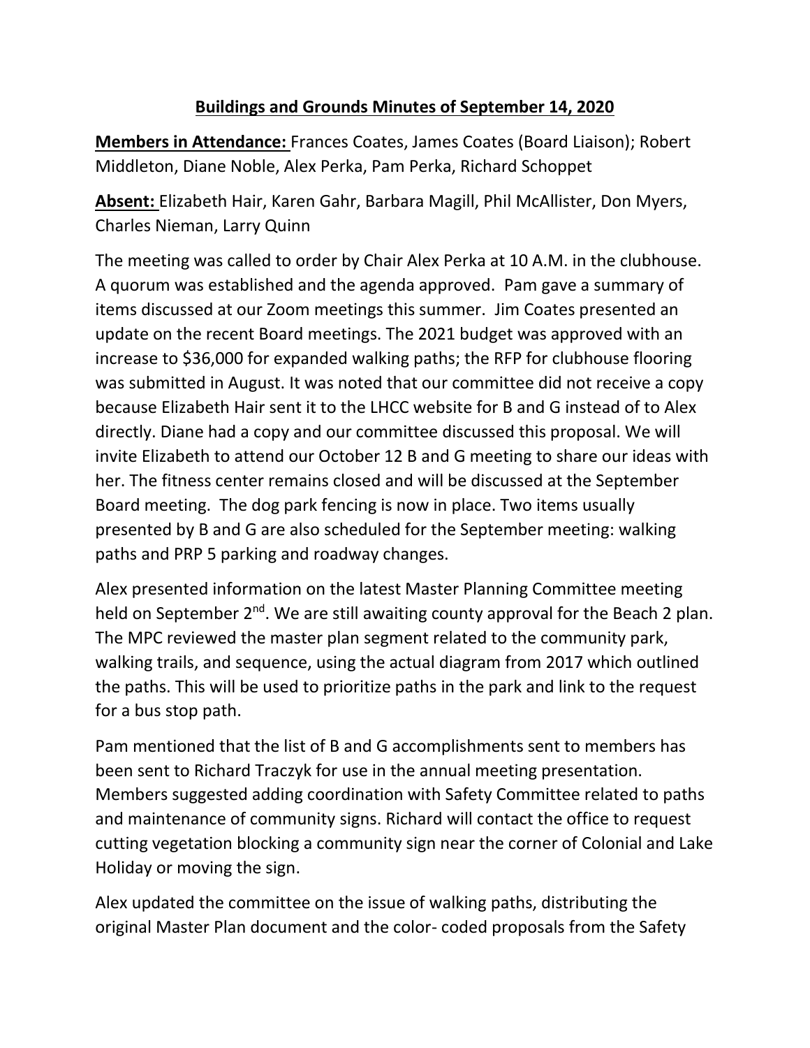# **Buildings and Grounds Minutes of September 14, 2020**

**Members in Attendance:** Frances Coates, James Coates (Board Liaison); Robert Middleton, Diane Noble, Alex Perka, Pam Perka, Richard Schoppet

**Absent:** Elizabeth Hair, Karen Gahr, Barbara Magill, Phil McAllister, Don Myers, Charles Nieman, Larry Quinn

The meeting was called to order by Chair Alex Perka at 10 A.M. in the clubhouse. A quorum was established and the agenda approved. Pam gave a summary of items discussed at our Zoom meetings this summer. Jim Coates presented an update on the recent Board meetings. The 2021 budget was approved with an increase to $36,000 for expanded walking paths; the RFP for clubhouse flooring was submitted in August. It was noted that our committee did not receive a copy because Elizabeth Hair sent it to the LHCC website for B and G instead of to Alex directly. Diane had a copy and our committee discussed this proposal. We will invite Elizabeth to attend our October 12 B and G meeting to share our ideas with her. The fitness center remains closed and will be discussed at the September Board meeting. The dog park fencing is now in place. Two items usually presented by B and G are also scheduled for the September meeting: walking paths and PRP 5 parking and roadway changes.

Alex presented information on the latest Master Planning Committee meeting held on September 2nd. We are still awaiting county approval for the Beach 2 plan. The MPC reviewed the master plan segment related to the community park, walking trails, and sequence, using the actual diagram from 2017 which outlined the paths. This will be used to prioritize paths in the park and link to the request for a bus stop path.

Pam mentioned that the list of B and G accomplishments sent to members has been sent to Richard Traczyk for use in the annual meeting presentation. Members suggested adding coordination with Safety Committee related to paths and maintenance of community signs. Richard will contact the office to request cutting vegetation blocking a community sign near the corner of Colonial and Lake Holiday or moving the sign.

Alex updated the committee on the issue of walking paths, distributing the original Master Plan document and the color- coded proposals from the Safety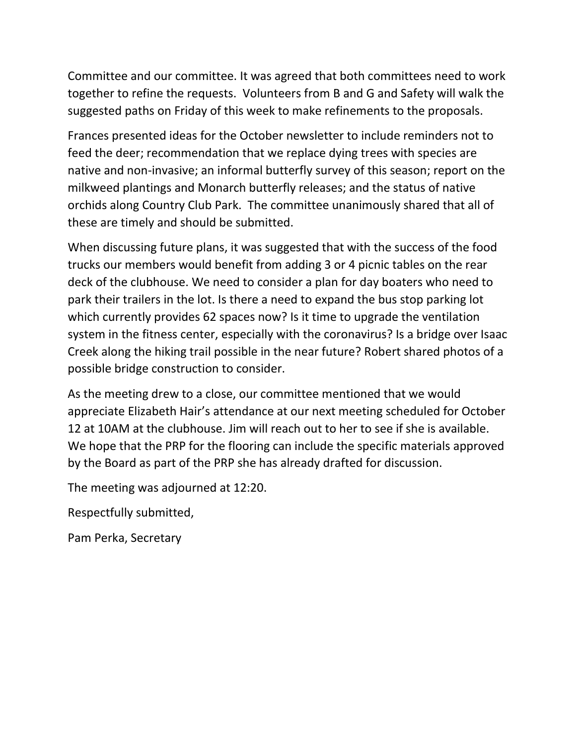Committee and our committee. It was agreed that both committees need to work together to refine the requests. Volunteers from B and G and Safety will walk the suggested paths on Friday of this week to make refinements to the proposals.

Frances presented ideas for the October newsletter to include reminders not to feed the deer; recommendation that we replace dying trees with species are native and non-invasive; an informal butterfly survey of this season; report on the milkweed plantings and Monarch butterfly releases; and the status of native orchids along Country Club Park. The committee unanimously shared that all of these are timely and should be submitted.

When discussing future plans, it was suggested that with the success of the food trucks our members would benefit from adding 3 or 4 picnic tables on the rear deck of the clubhouse. We need to consider a plan for day boaters who need to park their trailers in the lot. Is there a need to expand the bus stop parking lot which currently provides 62 spaces now? Is it time to upgrade the ventilation system in the fitness center, especially with the coronavirus? Is a bridge over Isaac Creek along the hiking trail possible in the near future? Robert shared photos of a possible bridge construction to consider.

As the meeting drew to a close, our committee mentioned that we would appreciate Elizabeth Hair's attendance at our next meeting scheduled for October 12 at 10AM at the clubhouse. Jim will reach out to her to see if she is available. We hope that the PRP for the flooring can include the specific materials approved by the Board as part of the PRP she has already drafted for discussion.

The meeting was adjourned at 12:20.

Respectfully submitted,

Pam Perka, Secretary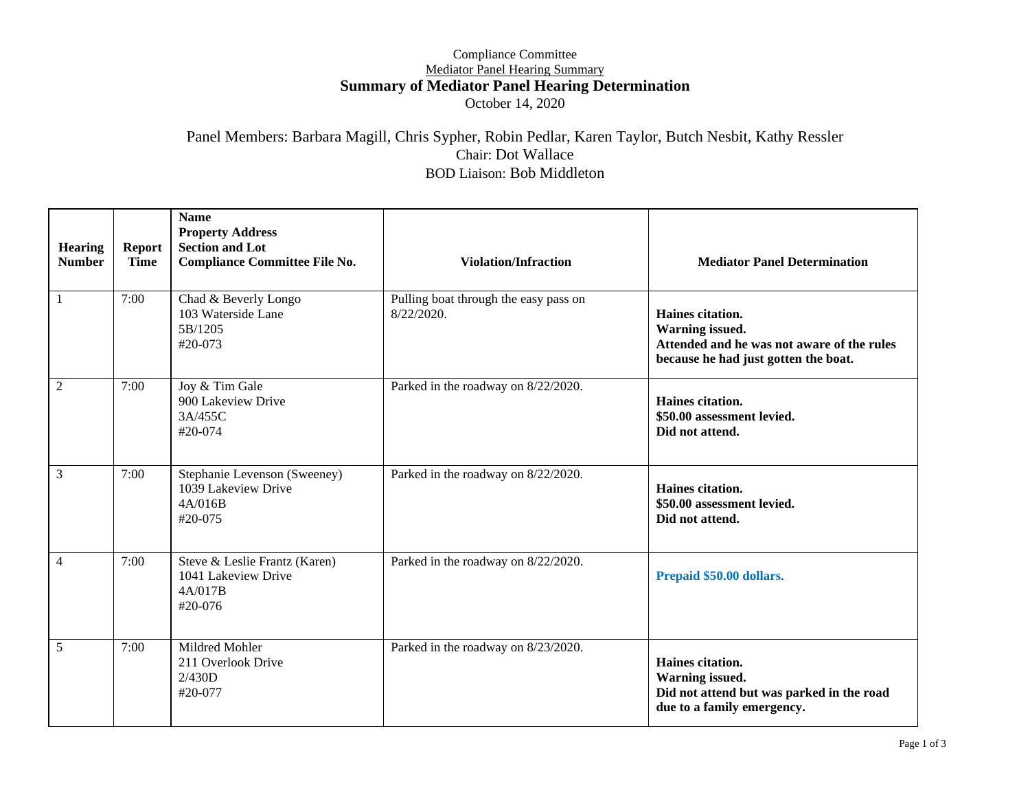Compliance Committee

Mediator Panel Hearing Summary

# Summary of Mediator Panel Hearing Determination

October 14, 2020

Panel Members: Barbara Magill, Chris Sypher, Robin Pedlar, Karen Taylor, Butch Nesbit, Kathy Ressler

Chair: Dot Wallace

BOD Liaison: Bob Middleton

| Hearing Number | Report Time | Name<br>Property Address<br>Section and Lot<br>Compliance Committee File No. | Violation/Infraction | Mediator Panel Determination |
|---|---|---|---|---|
| 1 | 7:00 | Chad & Beverly Longo<br>103 Waterside Lane<br>5B/1205<br>#20-073 | Pulling boat through the easy pass on 8/22/2020. | **Haines citation.<br>Warning issued.<br>Attended and he was not aware of the rules because he had just gotten the boat.** |
| 2 | 7:00 | Joy & Tim Gale<br>900 Lakeview Drive<br>3A/455C<br>#20-074 | Parked in the roadway on 8/22/2020. | **Haines citation.<br>$50.00 assessment levied.<br>Did not attend.** |
| 3 | 7:00 | Stephanie Levenson (Sweeney)<br>1039 Lakeview Drive<br>4A/016B<br>#20-075 | Parked in the roadway on 8/22/2020. | **Haines citation.<br>$50.00 assessment levied.<br>Did not attend.** |
| 4 | 7:00 | Steve & Leslie Frantz (Karen)<br>1041 Lakeview Drive<br>4A/017B<br>#20-076 | Parked in the roadway on 8/22/2020. | **Prepaid $50.00 dollars.** |
| 5 | 7:00 | Mildred Mohler<br>211 Overlook Drive<br>2/430D<br>#20-077 | Parked in the roadway on 8/23/2020. | **Haines citation.<br>Warning issued.<br>Did not attend but was parked in the road due to a family emergency.** |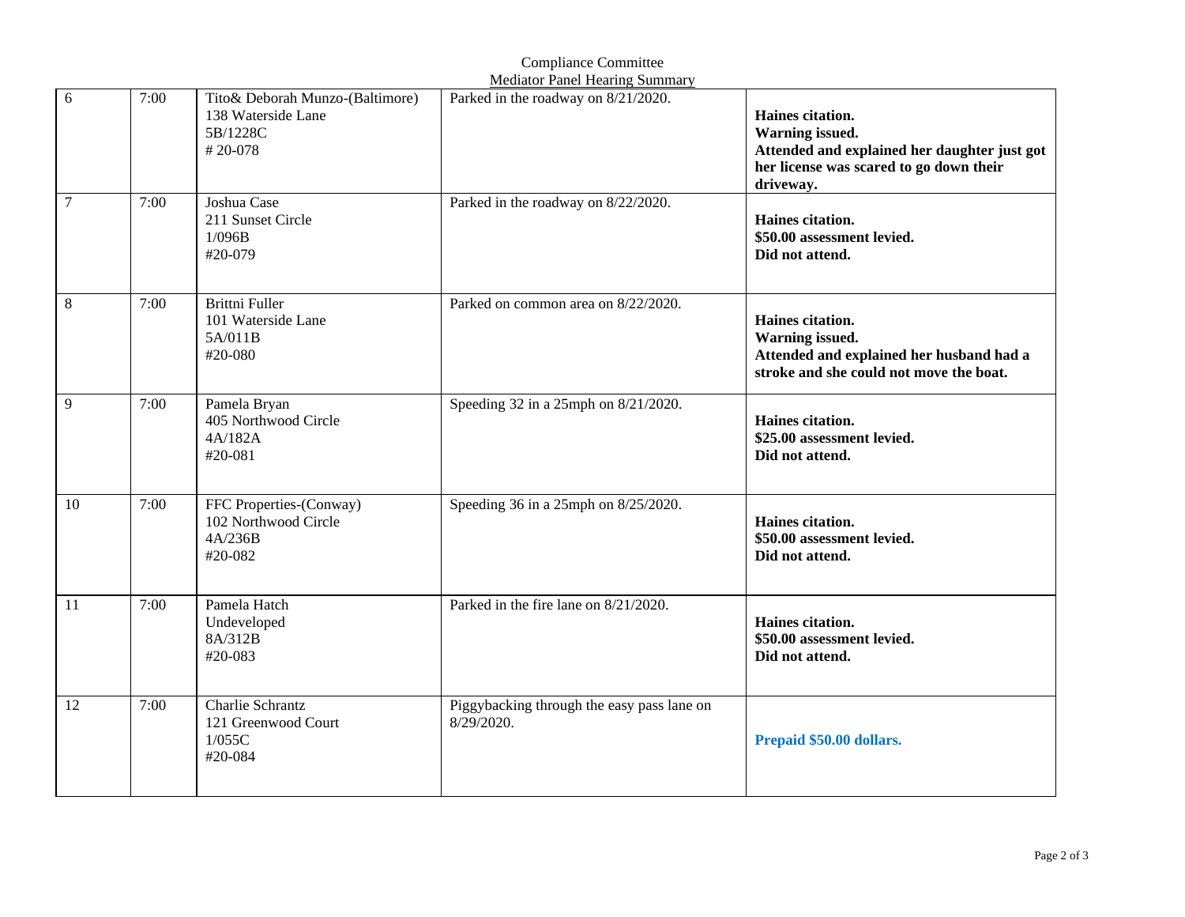Compliance Committee

Mediator Panel Hearing Summary

| | | | | |
|---|---|---|---|---|
| 6 | 7:00 | Tito& Deborah Munzo-(Baltimore)<br>138 Waterside Lane<br>5B/1228C<br># 20-078 | Parked in the roadway on 8/21/2020. | **Haines citation.<br>Warning issued.<br>Attended and explained her daughter just got her license was scared to go down their driveway.** |
| 7 | 7:00 | Joshua Case<br>211 Sunset Circle<br>1/096B<br>#20-079 | Parked in the roadway on 8/22/2020. | **Haines citation.<br>$50.00 assessment levied.<br>Did not attend.** |
| 8 | 7:00 | Brittni Fuller<br>101 Waterside Lane<br>5A/011B<br>#20-080 | Parked on common area on 8/22/2020. | **Haines citation.<br>Warning issued.<br>Attended and explained her husband had a stroke and she could not move the boat.** |
| 9 | 7:00 | Pamela Bryan<br>405 Northwood Circle<br>4A/182A<br>#20-081 | Speeding 32 in a 25mph on 8/21/2020. | **Haines citation.<br>$25.00 assessment levied.<br>Did not attend.** |
| 10 | 7:00 | FFC Properties-(Conway)<br>102 Northwood Circle<br>4A/236B<br>#20-082 | Speeding 36 in a 25mph on 8/25/2020. | **Haines citation.<br>$50.00 assessment levied.<br>Did not attend.** |
| 11 | 7:00 | Pamela Hatch<br>Undeveloped<br>8A/312B<br>#20-083 | Parked in the fire lane on 8/21/2020. | **Haines citation.<br>$50.00 assessment levied.<br>Did not attend.** |
| 12 | 7:00 | Charlie Schrantz<br>121 Greenwood Court<br>1/055C<br>#20-084 | Piggybacking through the easy pass lane on 8/29/2020. | **Prepaid $50.00 dollars.** |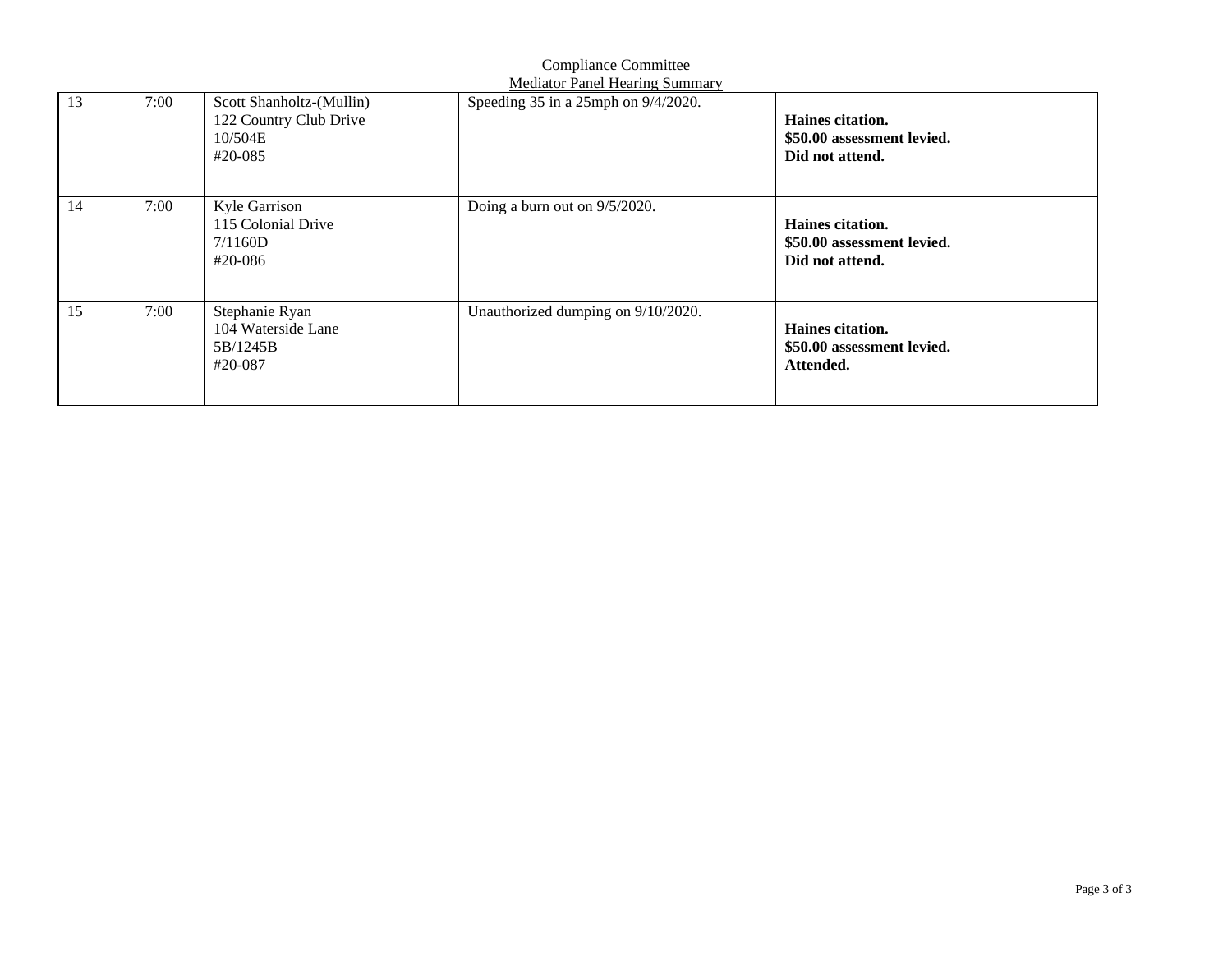Compliance Committee

Mediator Panel Hearing Summary

| | | | | |
|---|---|---|---|---|
| 13 | 7:00 | Scott Shanholtz-(Mullin)<br>122 Country Club Drive<br>10/504E<br>#20-085 | Speeding 35 in a 25mph on 9/4/2020. | **Haines citation.**<br>**$50.00 assessment levied.**<br>**Did not attend.** |
| 14 | 7:00 | Kyle Garrison<br>115 Colonial Drive<br>7/1160D<br>#20-086 | Doing a burn out on 9/5/2020. | **Haines citation.**<br>**$50.00 assessment levied.**<br>**Did not attend.** |
| 15 | 7:00 | Stephanie Ryan<br>104 Waterside Lane<br>5B/1245B<br>#20-087 | Unauthorized dumping on 9/10/2020. | **Haines citation.**<br>**$50.00 assessment levied.**<br>**Attended.** |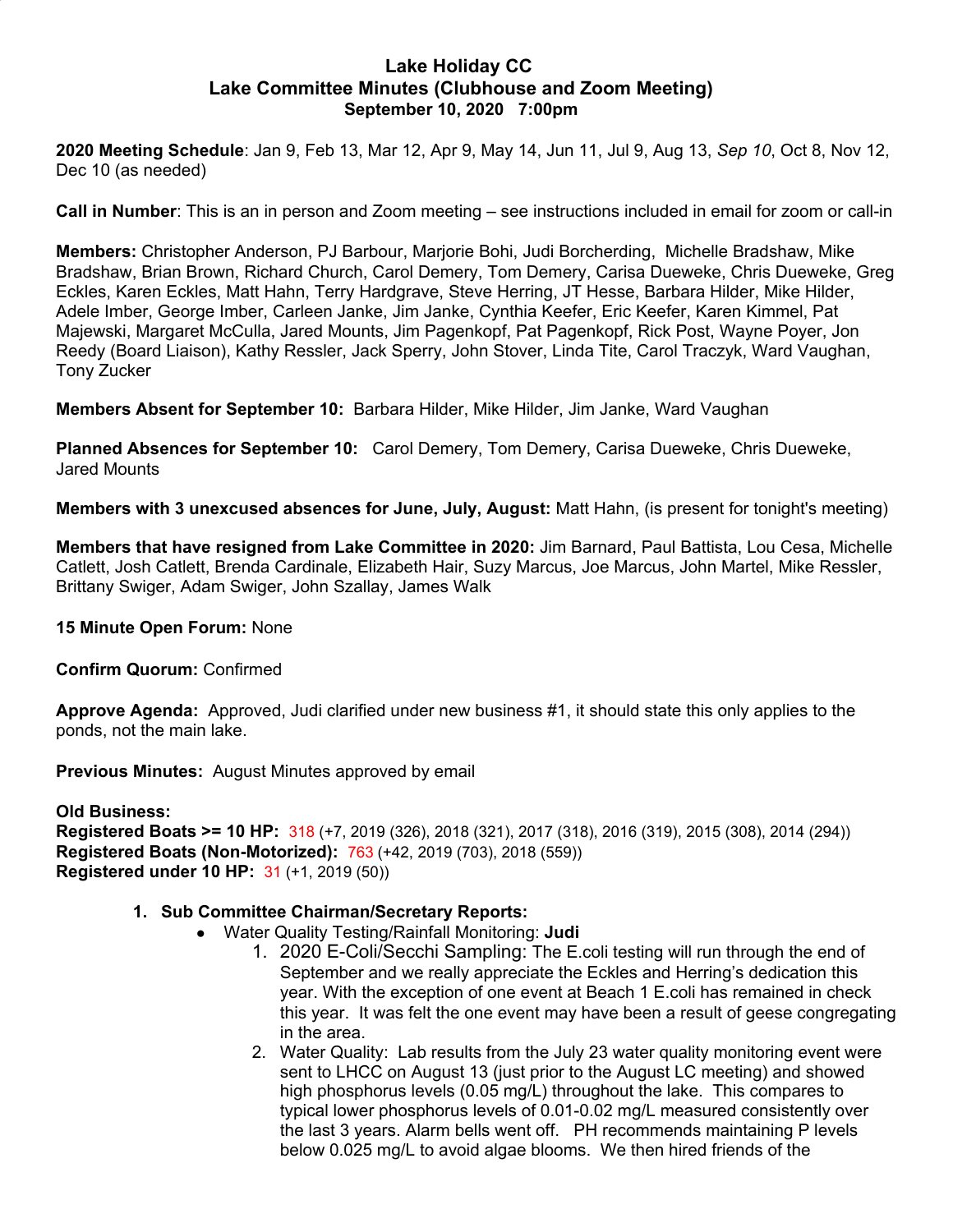# Lake Holiday CC
## Lake Committee Minutes (Clubhouse and Zoom Meeting)
### September 10, 2020 7:00pm

**2020 Meeting Schedule**: Jan 9, Feb 13, Mar 12, Apr 9, May 14, Jun 11, Jul 9, Aug 13, *Sep 10*, Oct 8, Nov 12, Dec 10 (as needed)

**Call in Number**: This is an in person and Zoom meeting – see instructions included in email for zoom or call-in

**Members:** Christopher Anderson, PJ Barbour, Marjorie Bohi, Judi Borcherding, Michelle Bradshaw, Mike Bradshaw, Brian Brown, Richard Church, Carol Demery, Tom Demery, Carisa Dueweke, Chris Dueweke, Greg Eckles, Karen Eckles, Matt Hahn, Terry Hardgrave, Steve Herring, JT Hesse, Barbara Hilder, Mike Hilder, Adele Imber, George Imber, Carleen Janke, Jim Janke, Cynthia Keefer, Eric Keefer, Karen Kimmel, Pat Majewski, Margaret McCulla, Jared Mounts, Jim Pagenkopf, Pat Pagenkopf, Rick Post, Wayne Poyer, Jon Reedy (Board Liaison), Kathy Ressler, Jack Sperry, John Stover, Linda Tite, Carol Traczyk, Ward Vaughan, Tony Zucker

**Members Absent for September 10:** Barbara Hilder, Mike Hilder, Jim Janke, Ward Vaughan

**Planned Absences for September 10:** Carol Demery, Tom Demery, Carisa Dueweke, Chris Dueweke, Jared Mounts

**Members with 3 unexcused absences for June, July, August:** Matt Hahn, (is present for tonight's meeting)

**Members that have resigned from Lake Committee in 2020:** Jim Barnard, Paul Battista, Lou Cesa, Michelle Catlett, Josh Catlett, Brenda Cardinale, Elizabeth Hair, Suzy Marcus, Joe Marcus, John Martel, Mike Ressler, Brittany Swiger, Adam Swiger, John Szallay, James Walk

**15 Minute Open Forum:** None

**Confirm Quorum:** Confirmed

**Approve Agenda:** Approved, Judi clarified under new business #1, it should state this only applies to the ponds, not the main lake.

**Previous Minutes:** August Minutes approved by email

**Old Business:**
**Registered Boats >= 10 HP:** 318 (+7, 2019 (326), 2018 (321), 2017 (318), 2016 (319), 2015 (308), 2014 (294))
**Registered Boats (Non-Motorized):** 763 (+42, 2019 (703), 2018 (559))
**Registered under 10 HP:** 31 (+1, 2019 (50))

1. **Sub Committee Chairman/Secretary Reports:**
   - Water Quality Testing/Rainfall Monitoring: **Judi**
     1. 2020 E-Coli/Secchi Sampling: The E.coli testing will run through the end of September and we really appreciate the Eckles and Herring's dedication this year. With the exception of one event at Beach 1 E.coli has remained in check this year. It was felt the one event may have been a result of geese congregating in the area.
     2. Water Quality: Lab results from the July 23 water quality monitoring event were sent to LHCC on August 13 (just prior to the August LC meeting) and showed high phosphorus levels (0.05 mg/L) throughout the lake. This compares to typical lower phosphorus levels of 0.01-0.02 mg/L measured consistently over the last 3 years. Alarm bells went off. PH recommends maintaining P levels below 0.025 mg/L to avoid algae blooms. We then hired friends of the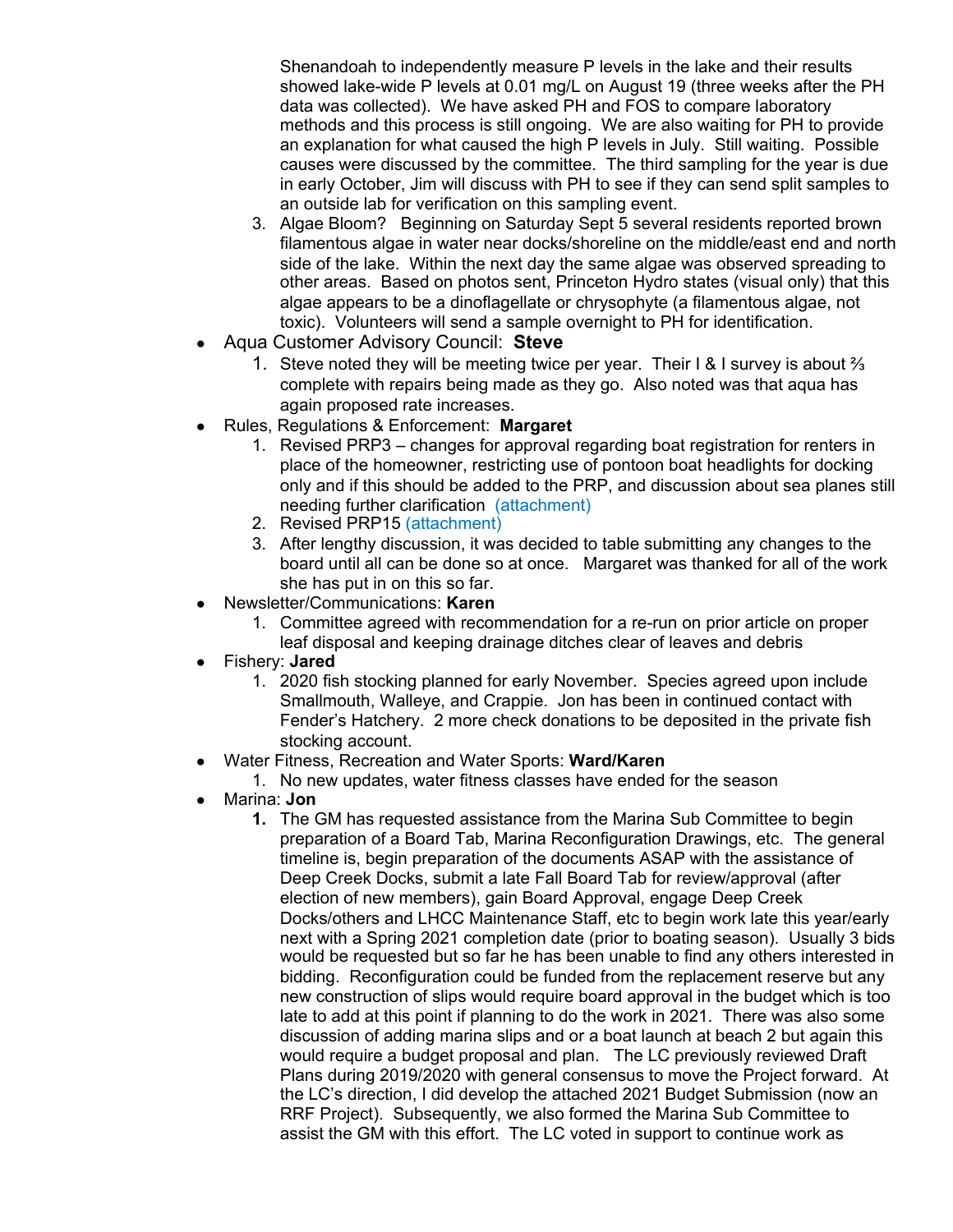Shenandoah to independently measure P levels in the lake and their results showed lake-wide P levels at 0.01 mg/L on August 19 (three weeks after the PH data was collected). We have asked PH and FOS to compare laboratory methods and this process is still ongoing. We are also waiting for PH to provide an explanation for what caused the high P levels in July. Still waiting. Possible causes were discussed by the committee. The third sampling for the year is due in early October, Jim will discuss with PH to see if they can send split samples to an outside lab for verification on this sampling event.

3. Algae Bloom? Beginning on Saturday Sept 5 several residents reported brown filamentous algae in water near docks/shoreline on the middle/east end and north side of the lake. Within the next day the same algae was observed spreading to other areas. Based on photos sent, Princeton Hydro states (visual only) that this algae appears to be a dinoflagellate or chrysophyte (a filamentous algae, not toxic). Volunteers will send a sample overnight to PH for identification.

- Aqua Customer Advisory Council: **Steve**
    1. Steve noted they will be meeting twice per year. Their I & I survey is about ⅔ complete with repairs being made as they go. Also noted was that aqua has again proposed rate increases.
- Rules, Regulations & Enforcement: **Margaret**
    1. Revised PRP3 – changes for approval regarding boat registration for renters in place of the homeowner, restricting use of pontoon boat headlights for docking only and if this should be added to the PRP, and discussion about sea planes still needing further clarification (attachment)
    2. Revised PRP15 (attachment)
    3. After lengthy discussion, it was decided to table submitting any changes to the board until all can be done so at once. Margaret was thanked for all of the work she has put in on this so far.
- Newsletter/Communications: **Karen**
    1. Committee agreed with recommendation for a re-run on prior article on proper leaf disposal and keeping drainage ditches clear of leaves and debris
- Fishery: **Jared**
    1. 2020 fish stocking planned for early November. Species agreed upon include Smallmouth, Walleye, and Crappie. Jon has been in continued contact with Fender's Hatchery. 2 more check donations to be deposited in the private fish stocking account.
- Water Fitness, Recreation and Water Sports: **Ward/Karen**
    1. No new updates, water fitness classes have ended for the season
- Marina: **Jon**
    1. The GM has requested assistance from the Marina Sub Committee to begin preparation of a Board Tab, Marina Reconfiguration Drawings, etc. The general timeline is, begin preparation of the documents ASAP with the assistance of Deep Creek Docks, submit a late Fall Board Tab for review/approval (after election of new members), gain Board Approval, engage Deep Creek Docks/others and LHCC Maintenance Staff, etc to begin work late this year/early next with a Spring 2021 completion date (prior to boating season). Usually 3 bids would be requested but so far he has been unable to find any others interested in bidding. Reconfiguration could be funded from the replacement reserve but any new construction of slips would require board approval in the budget which is too late to add at this point if planning to do the work in 2021. There was also some discussion of adding marina slips and or a boat launch at beach 2 but again this would require a budget proposal and plan. The LC previously reviewed Draft Plans during 2019/2020 with general consensus to move the Project forward. At the LC's direction, I did develop the attached 2021 Budget Submission (now an RRF Project). Subsequently, we also formed the Marina Sub Committee to assist the GM with this effort. The LC voted in support to continue work as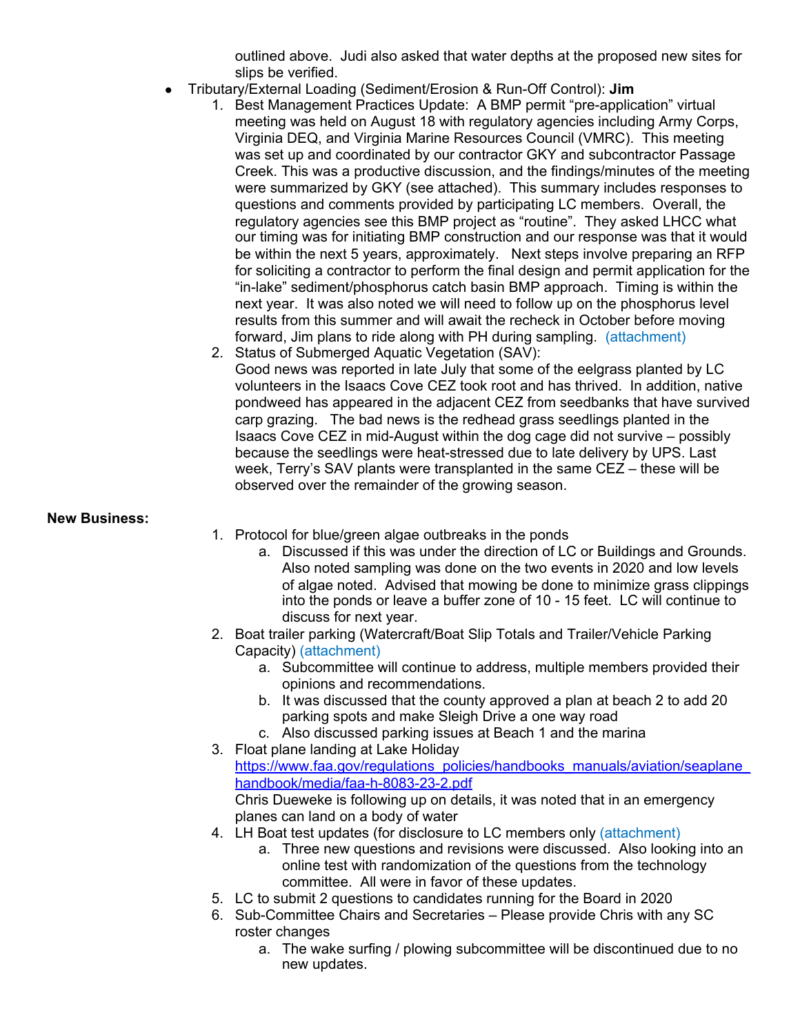outlined above. Judi also asked that water depths at the proposed new sites for slips be verified.

- Tributary/External Loading (Sediment/Erosion & Run-Off Control): **Jim**
    1. Best Management Practices Update: A BMP permit "pre-application" virtual meeting was held on August 18 with regulatory agencies including Army Corps, Virginia DEQ, and Virginia Marine Resources Council (VMRC). This meeting was set up and coordinated by our contractor GKY and subcontractor Passage Creek. This was a productive discussion, and the findings/minutes of the meeting were summarized by GKY (see attached). This summary includes responses to questions and comments provided by participating LC members. Overall, the regulatory agencies see this BMP project as "routine". They asked LHCC what our timing was for initiating BMP construction and our response was that it would be within the next 5 years, approximately. Next steps involve preparing an RFP for soliciting a contractor to perform the final design and permit application for the "in-lake" sediment/phosphorus catch basin BMP approach. Timing is within the next year. It was also noted we will need to follow up on the phosphorus level results from this summer and will await the recheck in October before moving forward, Jim plans to ride along with PH during sampling. (attachment)
    2. Status of Submerged Aquatic Vegetation (SAV):
       Good news was reported in late July that some of the eelgrass planted by LC volunteers in the Isaacs Cove CEZ took root and has thrived. In addition, native pondweed has appeared in the adjacent CEZ from seedbanks that have survived carp grazing. The bad news is the redhead grass seedlings planted in the Isaacs Cove CEZ in mid-August within the dog cage did not survive – possibly because the seedlings were heat-stressed due to late delivery by UPS. Last week, Terry's SAV plants were transplanted in the same CEZ – these will be observed over the remainder of the growing season.

**New Business:**

1. Protocol for blue/green algae outbreaks in the ponds
    a. Discussed if this was under the direction of LC or Buildings and Grounds. Also noted sampling was done on the two events in 2020 and low levels of algae noted. Advised that mowing be done to minimize grass clippings into the ponds or leave a buffer zone of 10 - 15 feet. LC will continue to discuss for next year.
2. Boat trailer parking (Watercraft/Boat Slip Totals and Trailer/Vehicle Parking Capacity) (attachment)
    a. Subcommittee will continue to address, multiple members provided their opinions and recommendations.
    b. It was discussed that the county approved a plan at beach 2 to add 20 parking spots and make Sleigh Drive a one way road
    c. Also discussed parking issues at Beach 1 and the marina
3. Float plane landing at Lake Holiday
   https://www.faa.gov/regulations_policies/handbooks_manuals/aviation/seaplane_handbook/media/faa-h-8083-23-2.pdf
   Chris Dueweke is following up on details, it was noted that in an emergency planes can land on a body of water
4. LH Boat test updates (for disclosure to LC members only (attachment)
    a. Three new questions and revisions were discussed. Also looking into an online test with randomization of the questions from the technology committee. All were in favor of these updates.
5. LC to submit 2 questions to candidates running for the Board in 2020
6. Sub-Committee Chairs and Secretaries – Please provide Chris with any SC roster changes
    a. The wake surfing / plowing subcommittee will be discontinued due to no new updates.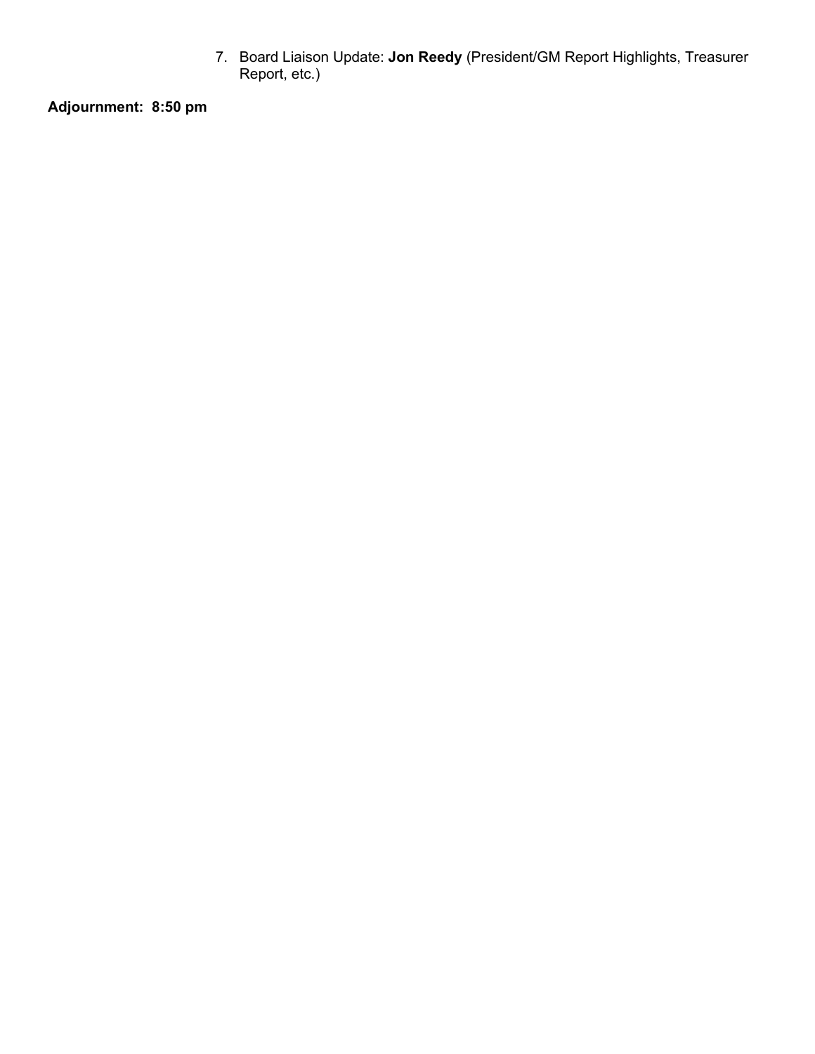7. Board Liaison Update: **Jon Reedy** (President/GM Report Highlights, Treasurer Report, etc.)

**Adjournment: 8:50 pm**